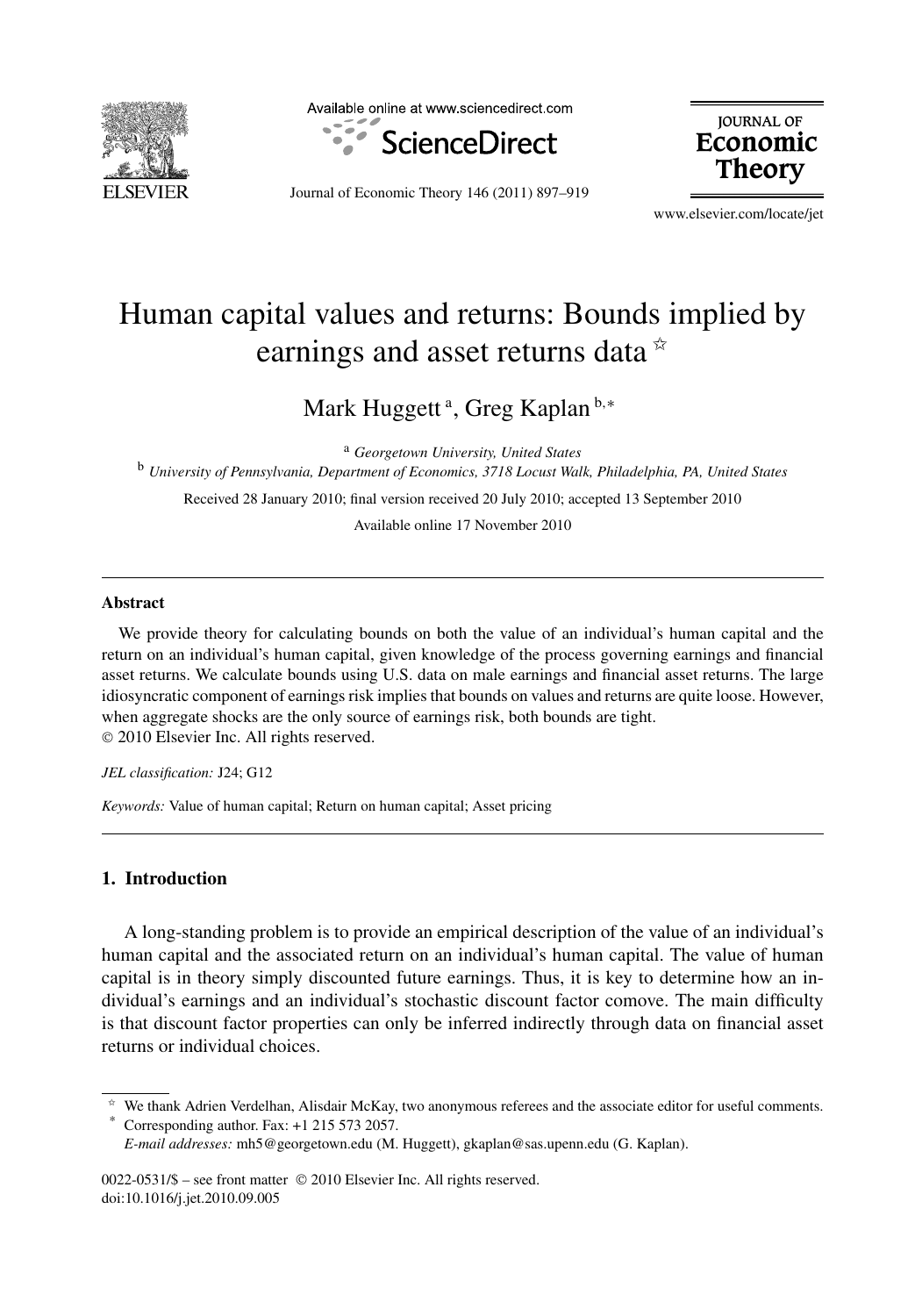# Human capital values and returns: Bounds implied by earnings and asset returns data ☆

Mark Huggett [a], Greg Kaplan [b,*]

[a] *Georgetown University, United States*

[b] *University of Pennsylvania, Department of Economics, 3718 Locust Walk, Philadelphia, PA, United States*

Received 28 January 2010; final version received 20 July 2010; accepted 13 September 2010

Available online 17 November 2010

---

## Abstract

We provide theory for calculating bounds on both the value of an individual's human capital and the return on an individual's human capital, given knowledge of the process governing earnings and financial asset returns. We calculate bounds using U.S. data on male earnings and financial asset returns. The large idiosyncratic component of earnings risk implies that bounds on values and returns are quite loose. However, when aggregate shocks are the only source of earnings risk, both bounds are tight.

© 2010 Elsevier Inc. All rights reserved.

*JEL classification:* J24; G12

*Keywords:* Value of human capital; Return on human capital; Asset pricing

---

## 1. Introduction

A long-standing problem is to provide an empirical description of the value of an individual's human capital and the associated return on an individual's human capital. The value of human capital is in theory simply discounted future earnings. Thus, it is key to determine how an individual's earnings and an individual's stochastic discount factor comove. The main difficulty is that discount factor properties can only be inferred indirectly through data on financial asset returns or individual choices.

---

☆ We thank Adrien Verdelhan, Alisdair McKay, two anonymous referees and the associate editor for useful comments.

\* Corresponding author. Fax: +1 215 573 2057.

*E-mail addresses:* mh5@georgetown.edu (M. Huggett), gkaplan@sas.upenn.edu (G. Kaplan).

0022-0531/$ – see front matter © 2010 Elsevier Inc. All rights reserved.
doi:10.1016/j.jet.2010.09.005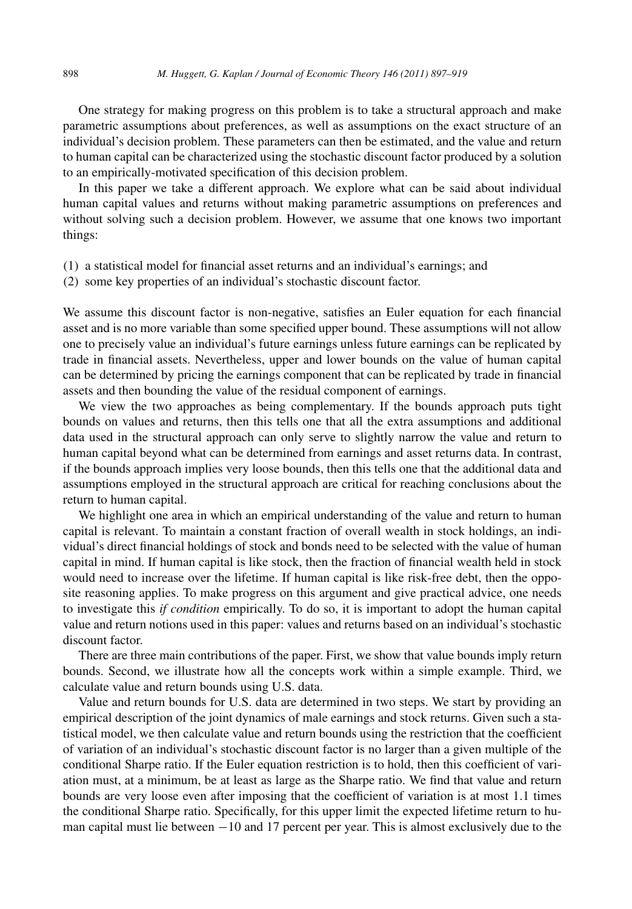One strategy for making progress on this problem is to take a structural approach and make parametric assumptions about preferences, as well as assumptions on the exact structure of an individual's decision problem. These parameters can then be estimated, and the value and return to human capital can be characterized using the stochastic discount factor produced by a solution to an empirically-motivated specification of this decision problem.

In this paper we take a different approach. We explore what can be said about individual human capital values and returns without making parametric assumptions on preferences and without solving such a decision problem. However, we assume that one knows two important things:

(1) a statistical model for financial asset returns and an individual's earnings; and
(2) some key properties of an individual's stochastic discount factor.

We assume this discount factor is non-negative, satisfies an Euler equation for each financial asset and is no more variable than some specified upper bound. These assumptions will not allow one to precisely value an individual's future earnings unless future earnings can be replicated by trade in financial assets. Nevertheless, upper and lower bounds on the value of human capital can be determined by pricing the earnings component that can be replicated by trade in financial assets and then bounding the value of the residual component of earnings.

We view the two approaches as being complementary. If the bounds approach puts tight bounds on values and returns, then this tells one that all the extra assumptions and additional data used in the structural approach can only serve to slightly narrow the value and return to human capital beyond what can be determined from earnings and asset returns data. In contrast, if the bounds approach implies very loose bounds, then this tells one that the additional data and assumptions employed in the structural approach are critical for reaching conclusions about the return to human capital.

We highlight one area in which an empirical understanding of the value and return to human capital is relevant. To maintain a constant fraction of overall wealth in stock holdings, an individual's direct financial holdings of stock and bonds need to be selected with the value of human capital in mind. If human capital is like stock, then the fraction of financial wealth held in stock would need to increase over the lifetime. If human capital is like risk-free debt, then the opposite reasoning applies. To make progress on this argument and give practical advice, one needs to investigate this *if condition* empirically. To do so, it is important to adopt the human capital value and return notions used in this paper: values and returns based on an individual's stochastic discount factor.

There are three main contributions of the paper. First, we show that value bounds imply return bounds. Second, we illustrate how all the concepts work within a simple example. Third, we calculate value and return bounds using U.S. data.

Value and return bounds for U.S. data are determined in two steps. We start by providing an empirical description of the joint dynamics of male earnings and stock returns. Given such a statistical model, we then calculate value and return bounds using the restriction that the coefficient of variation of an individual's stochastic discount factor is no larger than a given multiple of the conditional Sharpe ratio. If the Euler equation restriction is to hold, then this coefficient of variation must, at a minimum, be at least as large as the Sharpe ratio. We find that value and return bounds are very loose even after imposing that the coefficient of variation is at most 1.1 times the conditional Sharpe ratio. Specifically, for this upper limit the expected lifetime return to human capital must lie between −10 and 17 percent per year. This is almost exclusively due to the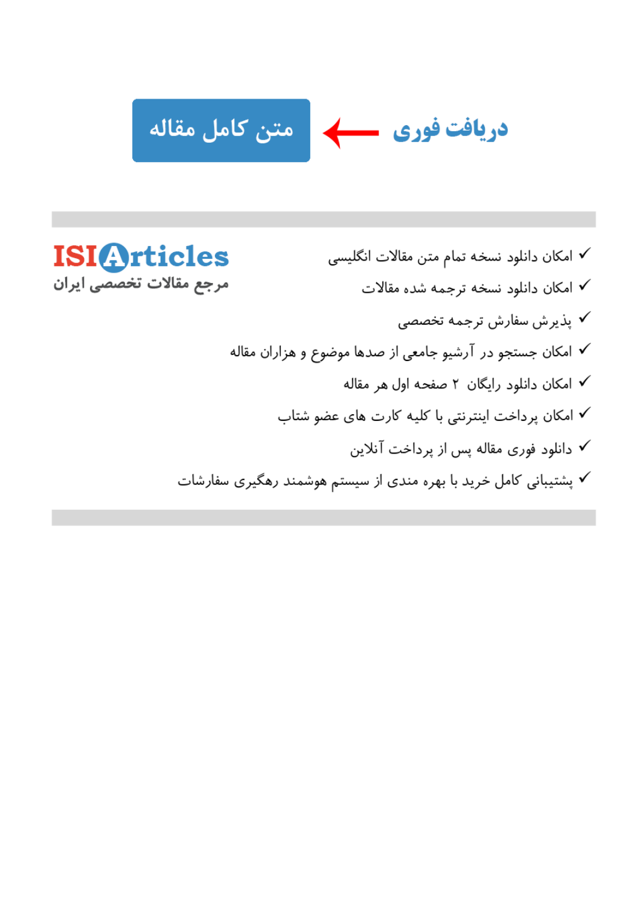دریافت فوری ← **متن کامل مقاله**

**ISIArticles**
مرجع مقالات تخصصی ایران

- ✓ امکان دانلود نسخه تمام متن مقالات انگلیسی
- ✓ امکان دانلود نسخه ترجمه شده مقالات
- ✓ پذیرش سفارش ترجمه تخصصی
- ✓ امکان جستجو در آرشیو جامعی از صدها موضوع و هزاران مقاله
- ✓ امکان دانلود رایگان ۲ صفحه اول هر مقاله
- ✓ امکان پرداخت اینترنتی با کلیه کارت های عضو شتاب
- ✓ دانلود فوری مقاله پس از پرداخت آنلاین
- ✓ پشتیبانی کامل خرید با بهره مندی از سیستم هوشمند رهگیری سفارشات